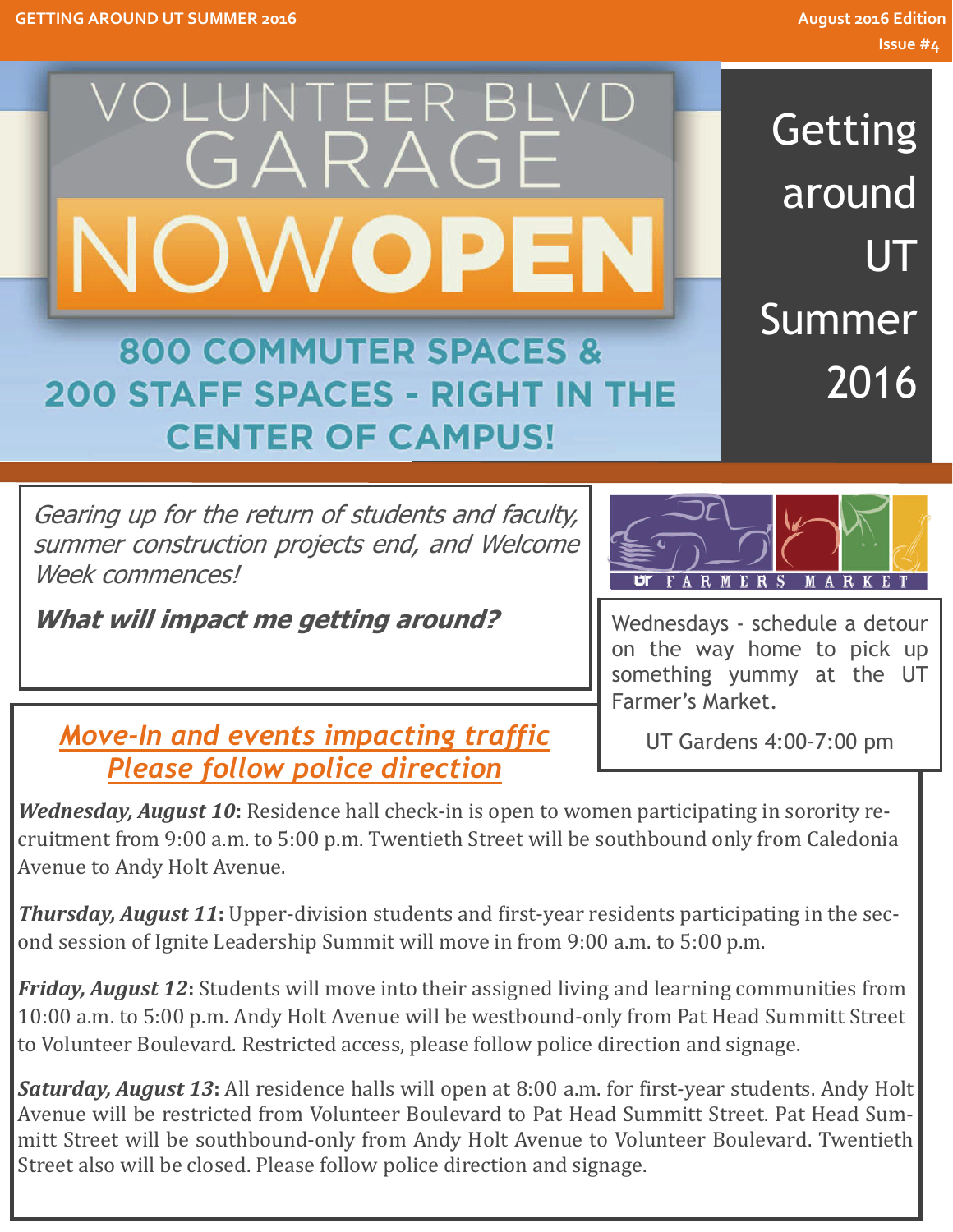# Getting around UT Summer 2016

August 2016 Edition
Issue #4

## VOLUNTEER BLVD GARAGE NOW OPEN

**800 COMMUTER SPACES & 200 STAFF SPACES - RIGHT IN THE CENTER OF CAMPUS!**

*Gearing up for the return of students and faculty, summer construction projects end, and Welcome Week commences!*

***What will impact me getting around?***

UT FARMERS MARKET

Wednesdays - schedule a detour on the way home to pick up something yummy at the UT Farmer's Market.

UT Gardens 4:00–7:00 pm

## Move-In and events impacting traffic Please follow police direction

***Wednesday, August 10*****:** Residence hall check-in is open to women participating in sorority recruitment from 9:00 a.m. to 5:00 p.m. Twentieth Street will be southbound only from Caledonia Avenue to Andy Holt Avenue.

***Thursday, August 11*****:** Upper-division students and first-year residents participating in the second session of Ignite Leadership Summit will move in from 9:00 a.m. to 5:00 p.m.

***Friday, August 12*****:** Students will move into their assigned living and learning communities from 10:00 a.m. to 5:00 p.m. Andy Holt Avenue will be westbound-only from Pat Head Summitt Street to Volunteer Boulevard. Restricted access, please follow police direction and signage.

***Saturday, August 13*****:** All residence halls will open at 8:00 a.m. for first-year students. Andy Holt Avenue will be restricted from Volunteer Boulevard to Pat Head Summitt Street. Pat Head Summitt Street will be southbound-only from Andy Holt Avenue to Volunteer Boulevard. Twentieth Street also will be closed. Please follow police direction and signage.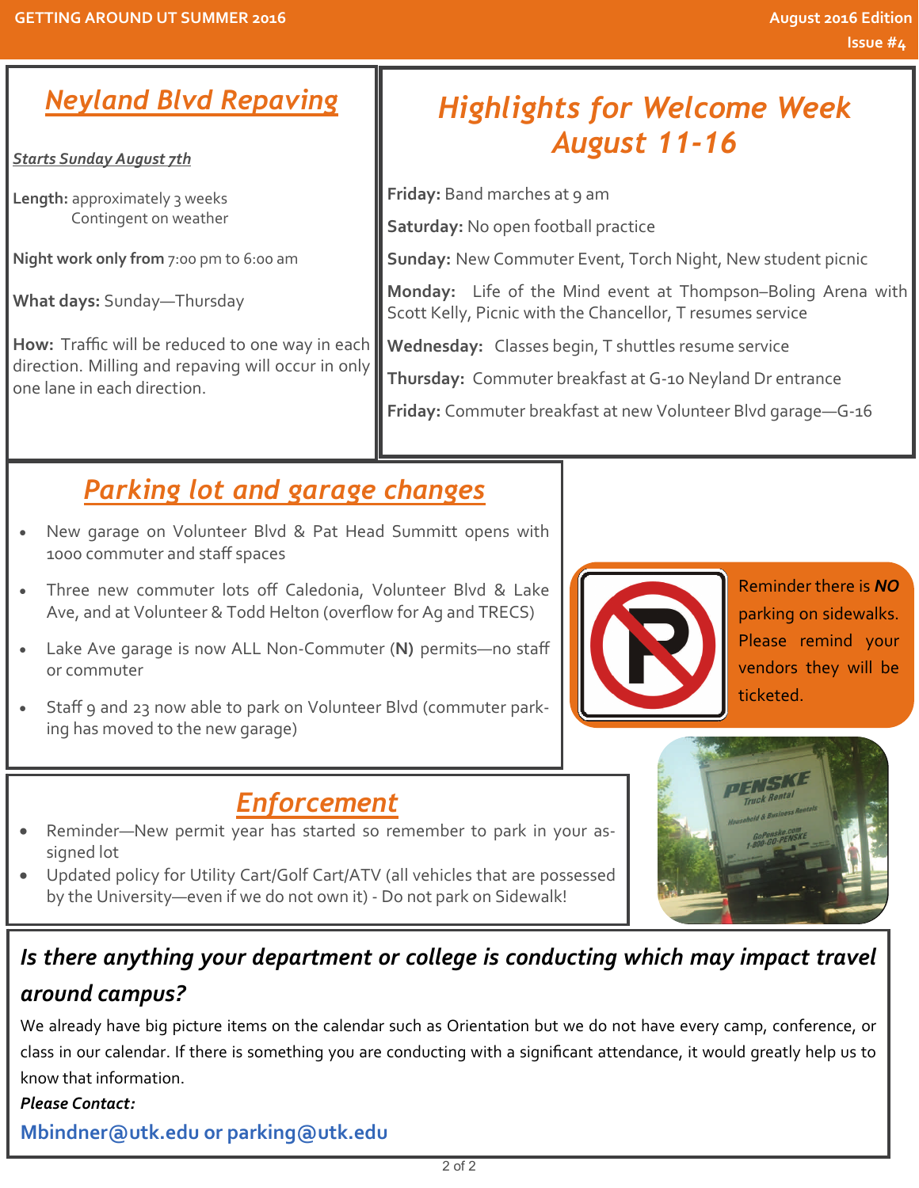## Neyland Blvd Repaving

***Starts Sunday August 7th***

**Length:** approximately 3 weeks
Contingent on weather

**Night work only from** 7:00 pm to 6:00 am

**What days:** Sunday—Thursday

**How:** Traffic will be reduced to one way in each direction. Milling and repaving will occur in only one lane in each direction.

## Highlights for Welcome Week August 11-16

**Friday:** Band marches at 9 am

**Saturday:** No open football practice

**Sunday:** New Commuter Event, Torch Night, New student picnic

**Monday:** Life of the Mind event at Thompson–Boling Arena with Scott Kelly, Picnic with the Chancellor, T resumes service

**Wednesday:** Classes begin, T shuttles resume service

**Thursday:** Commuter breakfast at G-10 Neyland Dr entrance

**Friday:** Commuter breakfast at new Volunteer Blvd garage—G-16

## Parking lot and garage changes

- New garage on Volunteer Blvd & Pat Head Summitt opens with 1000 commuter and staff spaces
- Three new commuter lots off Caledonia, Volunteer Blvd & Lake Ave, and at Volunteer & Todd Helton (overflow for Ag and TRECS)
- Lake Ave garage is now ALL Non-Commuter (**N**) permits—no staff or commuter
- Staff 9 and 23 now able to park on Volunteer Blvd (commuter parking has moved to the new garage)

Reminder there is ***NO*** parking on sidewalks. Please remind your vendors they will be ticketed.

## Enforcement

- Reminder—New permit year has started so remember to park in your assigned lot
- Updated policy for Utility Cart/Golf Cart/ATV (all vehicles that are possessed by the University—even if we do not own it) - Do not park on Sidewalk!

### *Is there anything your department or college is conducting which may impact travel around campus?*

We already have big picture items on the calendar such as Orientation but we do not have every camp, conference, or class in our calendar. If there is something you are conducting with a significant attendance, it would greatly help us to know that information.

***Please Contact:***

**Mbindner@utk.edu or parking@utk.edu**